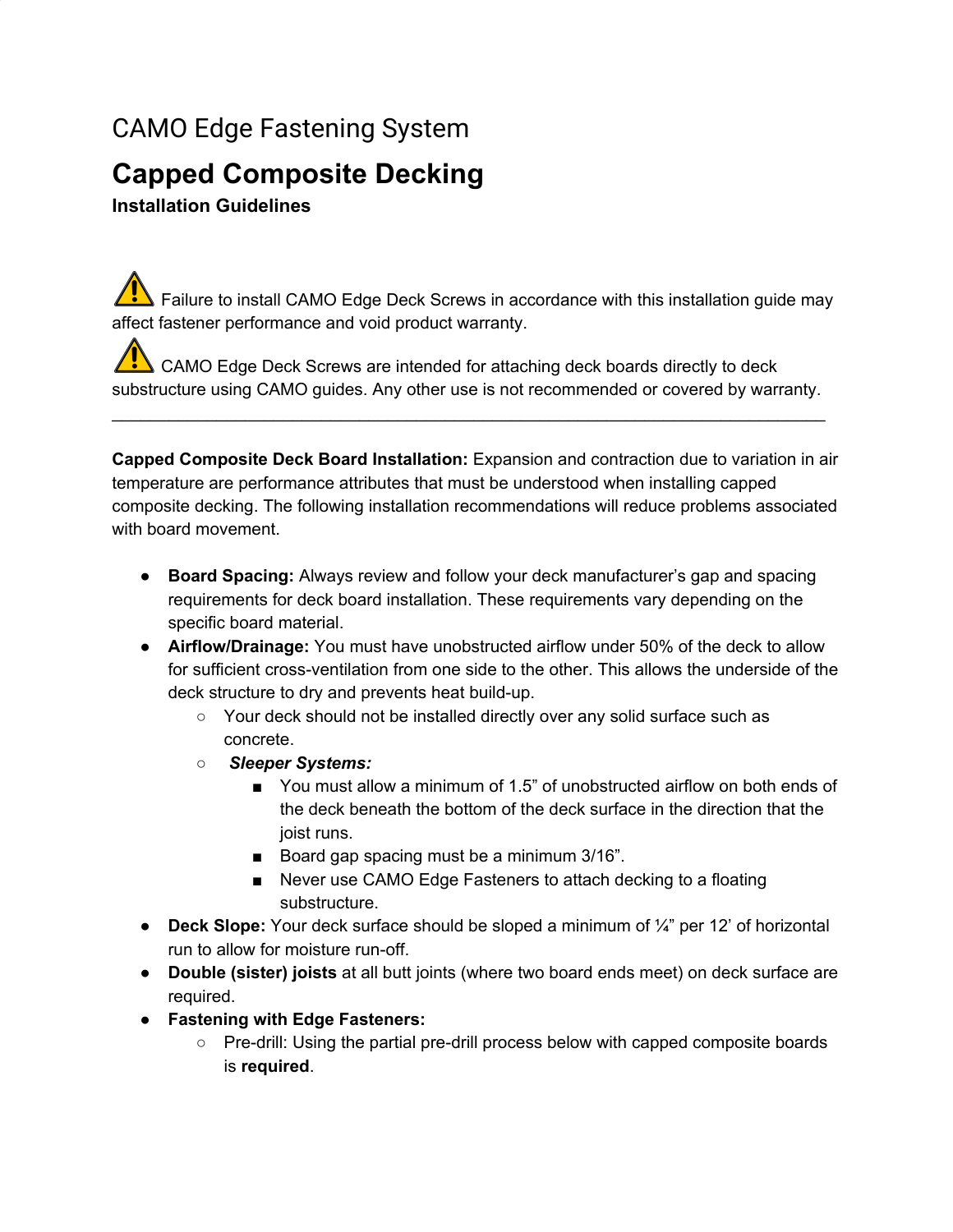CAMO Edge Fastening System

# Capped Composite Decking

**Installation Guidelines**

⚠ Failure to install CAMO Edge Deck Screws in accordance with this installation guide may affect fastener performance and void product warranty.

⚠ CAMO Edge Deck Screws are intended for attaching deck boards directly to deck substructure using CAMO guides. Any other use is not recommended or covered by warranty.

---

**Capped Composite Deck Board Installation:** Expansion and contraction due to variation in air temperature are performance attributes that must be understood when installing capped composite decking. The following installation recommendations will reduce problems associated with board movement.

- **Board Spacing:** Always review and follow your deck manufacturer's gap and spacing requirements for deck board installation. These requirements vary depending on the specific board material.
- **Airflow/Drainage:** You must have unobstructed airflow under 50% of the deck to allow for sufficient cross-ventilation from one side to the other. This allows the underside of the deck structure to dry and prevents heat build-up.
  - Your deck should not be installed directly over any solid surface such as concrete.
  - ***Sleeper Systems:***
    - You must allow a minimum of 1.5" of unobstructed airflow on both ends of the deck beneath the bottom of the deck surface in the direction that the joist runs.
    - Board gap spacing must be a minimum 3/16".
    - Never use CAMO Edge Fasteners to attach decking to a floating substructure.
- **Deck Slope:** Your deck surface should be sloped a minimum of ¼" per 12' of horizontal run to allow for moisture run-off.
- **Double (sister) joists** at all butt joints (where two board ends meet) on deck surface are required.
- **Fastening with Edge Fasteners:**
  - Pre-drill: Using the partial pre-drill process below with capped composite boards is **required**.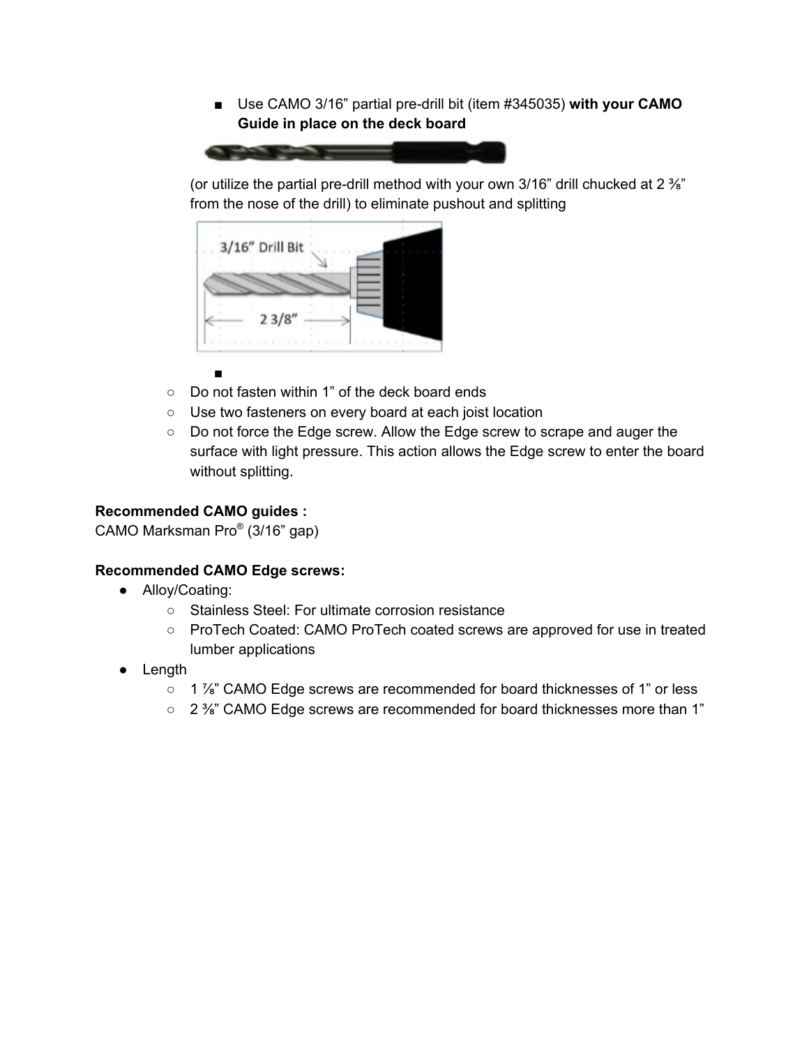- Use CAMO 3/16" partial pre-drill bit (item #345035) **with your CAMO Guide in place on the deck board**

  (or utilize the partial pre-drill method with your own 3/16" drill chucked at 2 ⅜" from the nose of the drill) to eliminate pushout and splitting

  3/16" Drill Bit

  2 3/8"

- Do not fasten within 1" of the deck board ends
- Use two fasteners on every board at each joist location
- Do not force the Edge screw. Allow the Edge screw to scrape and auger the surface with light pressure. This action allows the Edge screw to enter the board without splitting.

**Recommended CAMO guides :**
CAMO Marksman Pro® (3/16" gap)

**Recommended CAMO Edge screws:**

- Alloy/Coating:
  - Stainless Steel: For ultimate corrosion resistance
  - ProTech Coated: CAMO ProTech coated screws are approved for use in treated lumber applications
- Length
  - 1 ⅞" CAMO Edge screws are recommended for board thicknesses of 1" or less
  - 2 ⅜" CAMO Edge screws are recommended for board thicknesses more than 1"